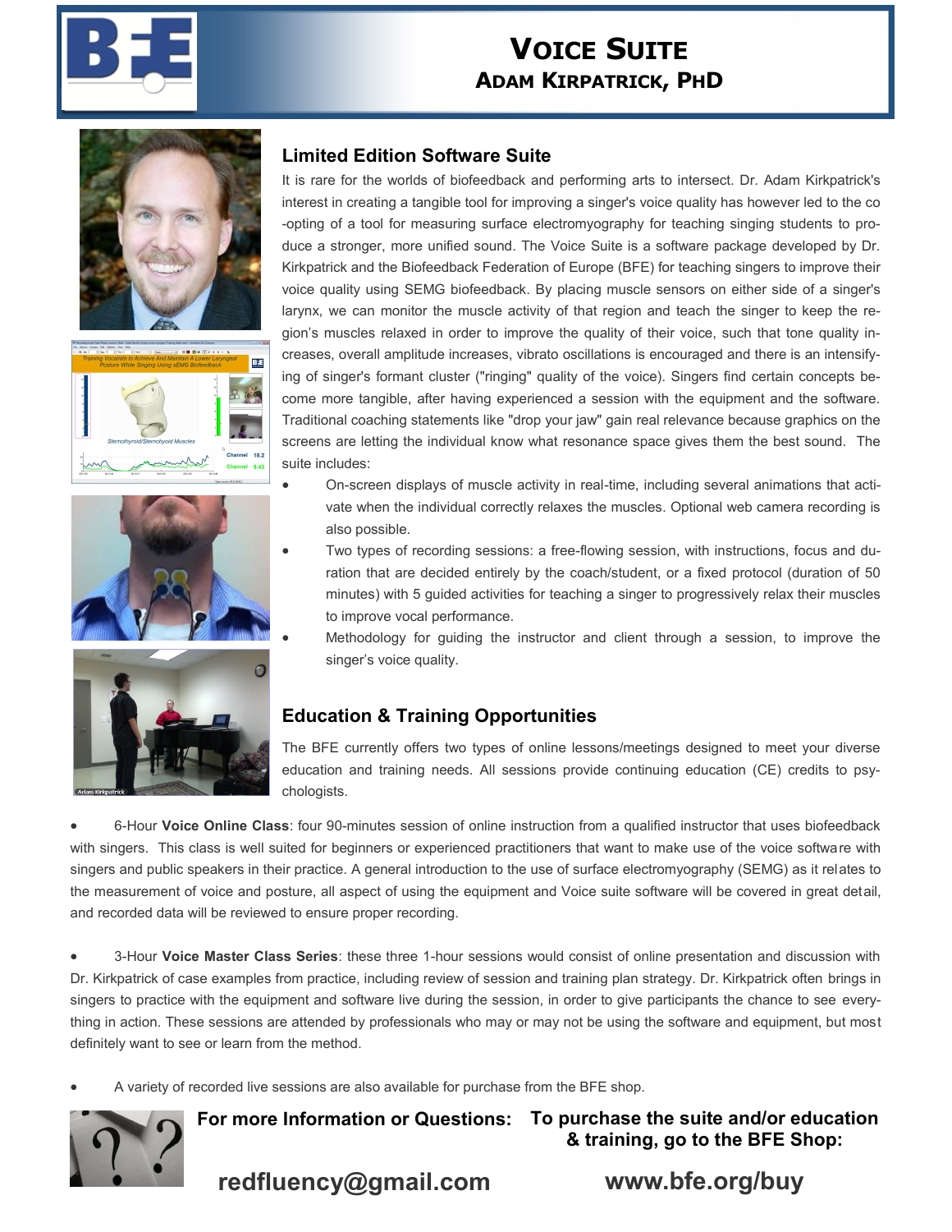# VOICE SUITE
## ADAM KIRPATRICK, PHD

### Limited Edition Software Suite

It is rare for the worlds of biofeedback and performing arts to intersect. Dr. Adam Kirkpatrick's interest in creating a tangible tool for improving a singer's voice quality has however led to the co-opting of a tool for measuring surface electromyography for teaching singing students to produce a stronger, more unified sound. The Voice Suite is a software package developed by Dr. Kirkpatrick and the Biofeedback Federation of Europe (BFE) for teaching singers to improve their voice quality using SEMG biofeedback. By placing muscle sensors on either side of a singer's larynx, we can monitor the muscle activity of that region and teach the singer to keep the region's muscles relaxed in order to improve the quality of their voice, such that tone quality increases, overall amplitude increases, vibrato oscillations is encouraged and there is an intensifying of singer's formant cluster ("ringing" quality of the voice). Singers find certain concepts become more tangible, after having experienced a session with the equipment and the software. Traditional coaching statements like "drop your jaw" gain real relevance because graphics on the screens are letting the individual know what resonance space gives them the best sound. The suite includes:

- On-screen displays of muscle activity in real-time, including several animations that activate when the individual correctly relaxes the muscles. Optional web camera recording is also possible.
- Two types of recording sessions: a free-flowing session, with instructions, focus and duration that are decided entirely by the coach/student, or a fixed protocol (duration of 50 minutes) with 5 guided activities for teaching a singer to progressively relax their muscles to improve vocal performance.
- Methodology for guiding the instructor and client through a session, to improve the singer's voice quality.

### Education & Training Opportunities

The BFE currently offers two types of online lessons/meetings designed to meet your diverse education and training needs. All sessions provide continuing education (CE) credits to psychologists.

- 6-Hour **Voice Online Class**: four 90-minutes session of online instruction from a qualified instructor that uses biofeedback with singers. This class is well suited for beginners or experienced practitioners that want to make use of the voice software with singers and public speakers in their practice. A general introduction to the use of surface electromyography (SEMG) as it relates to the measurement of voice and posture, all aspect of using the equipment and Voice suite software will be covered in great detail, and recorded data will be reviewed to ensure proper recording.

- 3-Hour **Voice Master Class Series**: these three 1-hour sessions would consist of online presentation and discussion with Dr. Kirkpatrick of case examples from practice, including review of session and training plan strategy. Dr. Kirkpatrick often brings in singers to practice with the equipment and software live during the session, in order to give participants the chance to see everything in action. These sessions are attended by professionals who may or may not be using the software and equipment, but most definitely want to see or learn from the method.

- A variety of recorded live sessions are also available for purchase from the BFE shop.

**For more Information or Questions:**

**redfluency@gmail.com**

**To purchase the suite and/or education & training, go to the BFE Shop:**

**www.bfe.org/buy**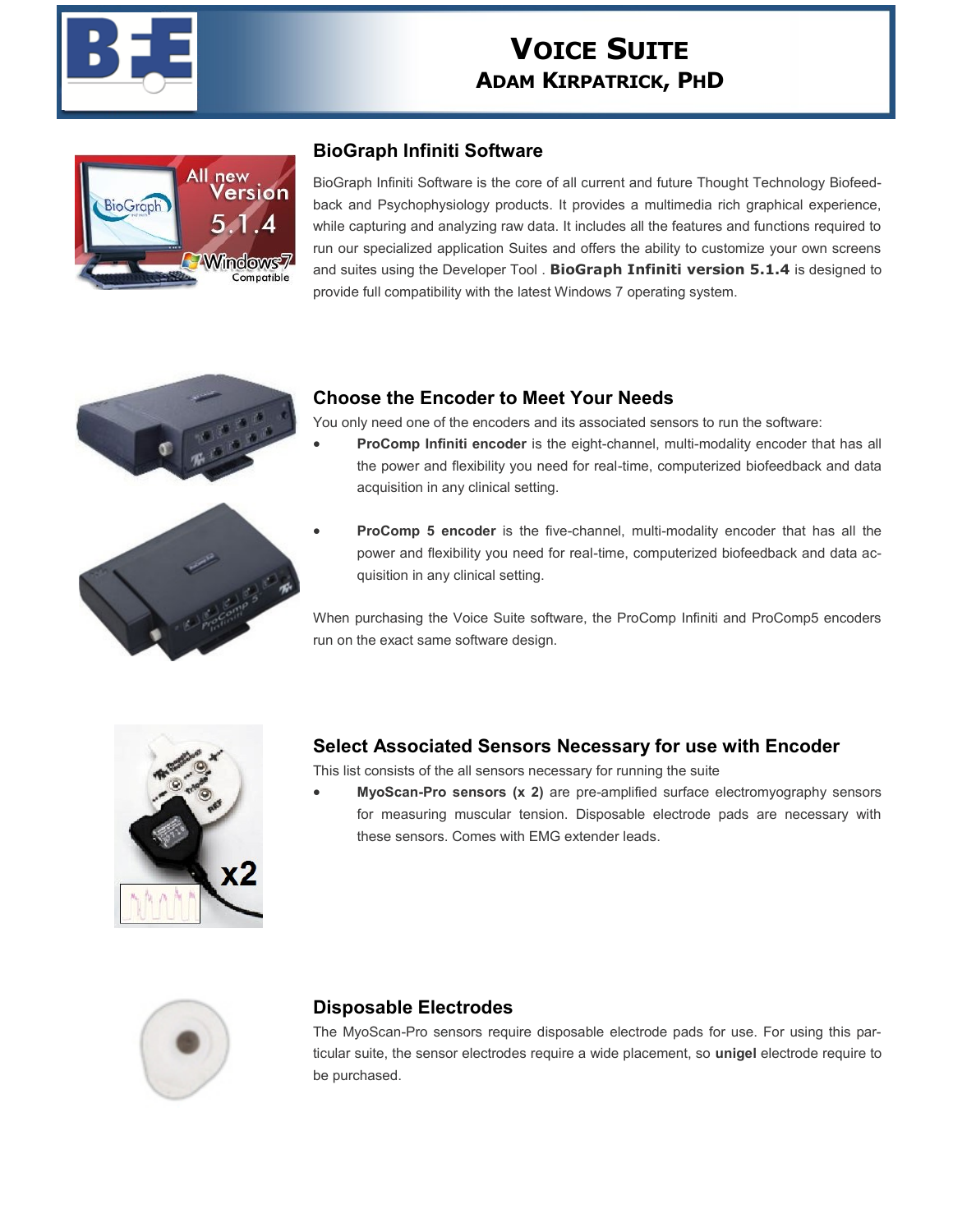# VOICE SUITE

## ADAM KIRPATRICK, PHD

### BioGraph Infiniti Software

BioGraph Infiniti Software is the core of all current and future Thought Technology Biofeedback and Psychophysiology products. It provides a multimedia rich graphical experience, while capturing and analyzing raw data. It includes all the features and functions required to run our specialized application Suites and offers the ability to customize your own screens and suites using the Developer Tool . **BioGraph Infiniti version 5.1.4** is designed to provide full compatibility with the latest Windows 7 operating system.

### Choose the Encoder to Meet Your Needs

You only need one of the encoders and its associated sensors to run the software:

- **ProComp Infiniti encoder** is the eight-channel, multi-modality encoder that has all the power and flexibility you need for real-time, computerized biofeedback and data acquisition in any clinical setting.
- **ProComp 5 encoder** is the five-channel, multi-modality encoder that has all the power and flexibility you need for real-time, computerized biofeedback and data acquisition in any clinical setting.

When purchasing the Voice Suite software, the ProComp Infiniti and ProComp5 encoders run on the exact same software design.

### Select Associated Sensors Necessary for use with Encoder

This list consists of the all sensors necessary for running the suite

- **MyoScan-Pro sensors (x 2)** are pre-amplified surface electromyography sensors for measuring muscular tension. Disposable electrode pads are necessary with these sensors. Comes with EMG extender leads.

### Disposable Electrodes

The MyoScan-Pro sensors require disposable electrode pads for use. For using this particular suite, the sensor electrodes require a wide placement, so **unigel** electrode require to be purchased.